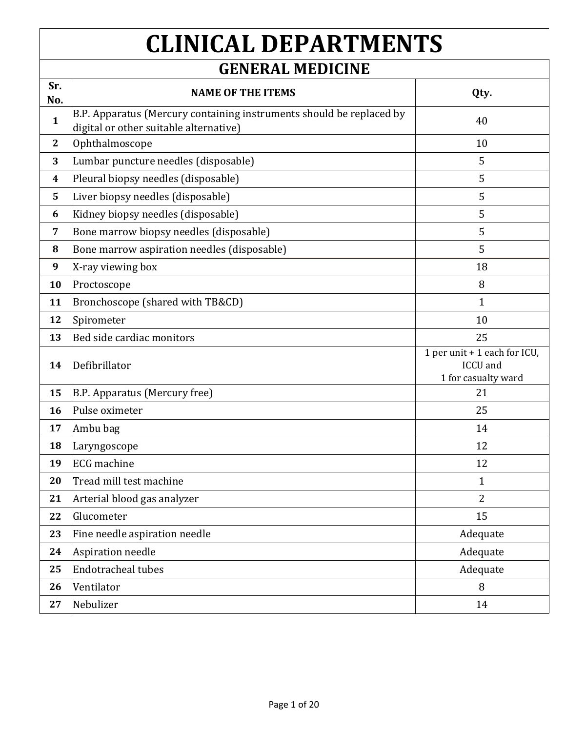# CLINICAL DEPARTMENTS

## GENERAL MEDICINE

| Sr. No. | NAME OF THE ITEMS | Qty. |
|---|---|---|
| 1 | B.P. Apparatus (Mercury containing instruments should be replaced by digital or other suitable alternative) | 40 |
| 2 | Ophthalmoscope | 10 |
| 3 | Lumbar puncture needles (disposable) | 5 |
| 4 | Pleural biopsy needles (disposable) | 5 |
| 5 | Liver biopsy needles (disposable) | 5 |
| 6 | Kidney biopsy needles (disposable) | 5 |
| 7 | Bone marrow biopsy needles (disposable) | 5 |
| 8 | Bone marrow aspiration needles (disposable) | 5 |
| 9 | X-ray viewing box | 18 |
| 10 | Proctoscope | 8 |
| 11 | Bronchoscope (shared with TB&CD) | 1 |
| 12 | Spirometer | 10 |
| 13 | Bed side cardiac monitors | 25 |
| 14 | Defibrillator | 1 per unit + 1 each for ICU, ICCU and 1 for casualty ward |
| 15 | B.P. Apparatus (Mercury free) | 21 |
| 16 | Pulse oximeter | 25 |
| 17 | Ambu bag | 14 |
| 18 | Laryngoscope | 12 |
| 19 | ECG machine | 12 |
| 20 | Tread mill test machine | 1 |
| 21 | Arterial blood gas analyzer | 2 |
| 22 | Glucometer | 15 |
| 23 | Fine needle aspiration needle | Adequate |
| 24 | Aspiration needle | Adequate |
| 25 | Endotracheal tubes | Adequate |
| 26 | Ventilator | 8 |
| 27 | Nebulizer | 14 |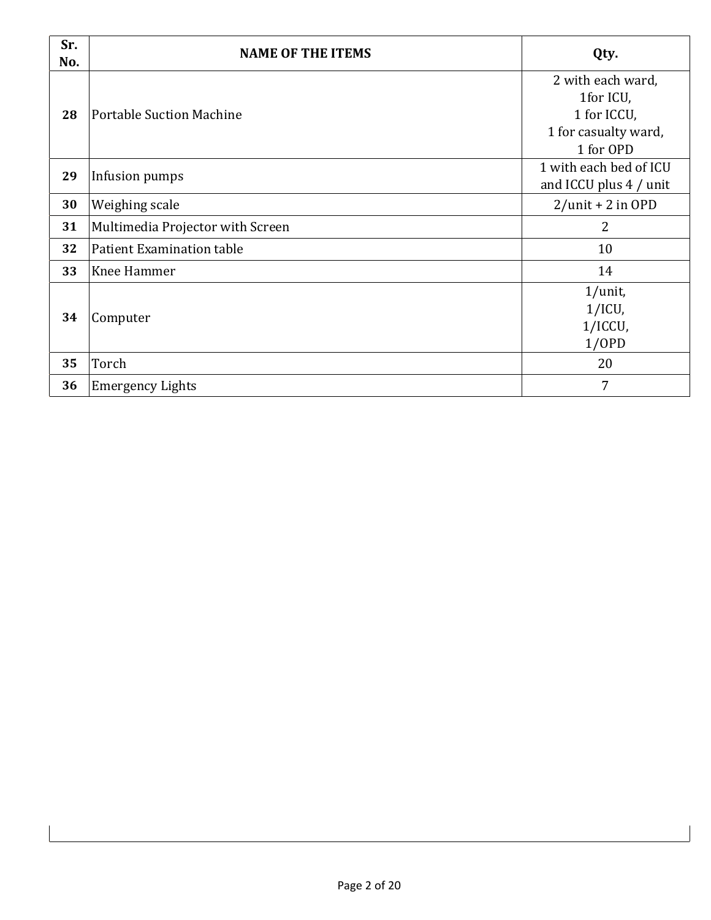| Sr. No. | NAME OF THE ITEMS | Qty. |
| --- | --- | --- |
| 28 | Portable Suction Machine | 2 with each ward, 1for ICU, 1 for ICCU, 1 for casualty ward, 1 for OPD |
| 29 | Infusion pumps | 1 with each bed of ICU and ICCU plus 4 / unit |
| 30 | Weighing scale | 2/unit + 2 in OPD |
| 31 | Multimedia Projector with Screen | 2 |
| 32 | Patient Examination table | 10 |
| 33 | Knee Hammer | 14 |
| 34 | Computer | 1/unit, 1/ICU, 1/ICCU, 1/OPD |
| 35 | Torch | 20 |
| 36 | Emergency Lights | 7 |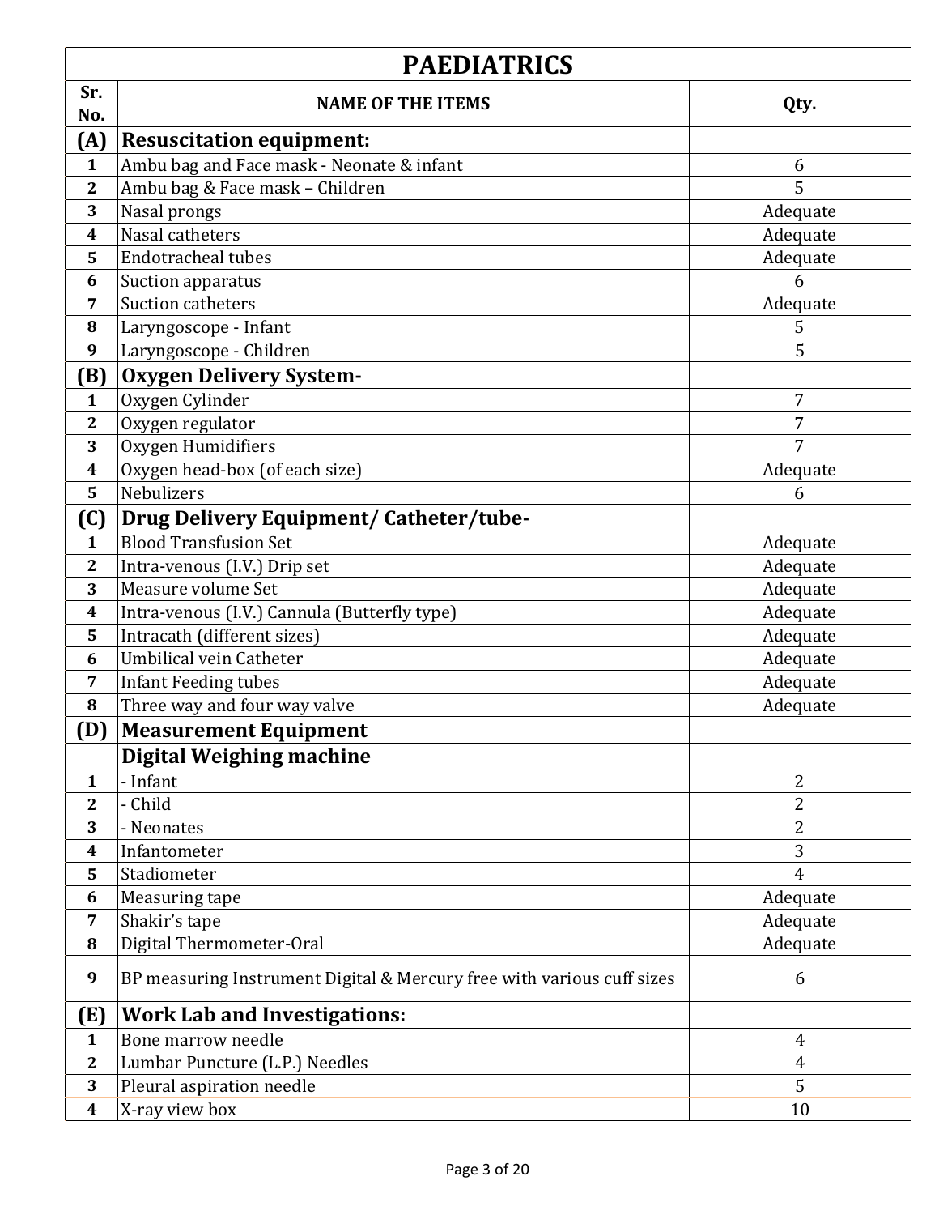| PAEDIATRICS | | |
|---|---|---|
| **Sr. No.** | **NAME OF THE ITEMS** | **Qty.** |
| **(A)** | **Resuscitation equipment:** | |
| 1 | Ambu bag and Face mask - Neonate & infant | 6 |
| 2 | Ambu bag & Face mask – Children | 5 |
| 3 | Nasal prongs | Adequate |
| 4 | Nasal catheters | Adequate |
| 5 | Endotracheal tubes | Adequate |
| 6 | Suction apparatus | 6 |
| 7 | Suction catheters | Adequate |
| 8 | Laryngoscope - Infant | 5 |
| 9 | Laryngoscope - Children | 5 |
| **(B)** | **Oxygen Delivery System-** | |
| 1 | Oxygen Cylinder | 7 |
| 2 | Oxygen regulator | 7 |
| 3 | Oxygen Humidifiers | 7 |
| 4 | Oxygen head-box (of each size) | Adequate |
| 5 | Nebulizers | 6 |
| **(C)** | **Drug Delivery Equipment/ Catheter/tube-** | |
| 1 | Blood Transfusion Set | Adequate |
| 2 | Intra-venous (I.V.) Drip set | Adequate |
| 3 | Measure volume Set | Adequate |
| 4 | Intra-venous (I.V.) Cannula (Butterfly type) | Adequate |
| 5 | Intracath (different sizes) | Adequate |
| 6 | Umbilical vein Catheter | Adequate |
| 7 | Infant Feeding tubes | Adequate |
| 8 | Three way and four way valve | Adequate |
| **(D)** | **Measurement Equipment** | |
| | **Digital Weighing machine** | |
| 1 | - Infant | 2 |
| 2 | - Child | 2 |
| 3 | - Neonates | 2 |
| 4 | Infantometer | 3 |
| 5 | Stadiometer | 4 |
| 6 | Measuring tape | Adequate |
| 7 | Shakir's tape | Adequate |
| 8 | Digital Thermometer-Oral | Adequate |
| 9 | BP measuring Instrument Digital & Mercury free with various cuff sizes | 6 |
| **(E)** | **Work Lab and Investigations:** | |
| 1 | Bone marrow needle | 4 |
| 2 | Lumbar Puncture (L.P.) Needles | 4 |
| 3 | Pleural aspiration needle | 5 |
| 4 | X-ray view box | 10 |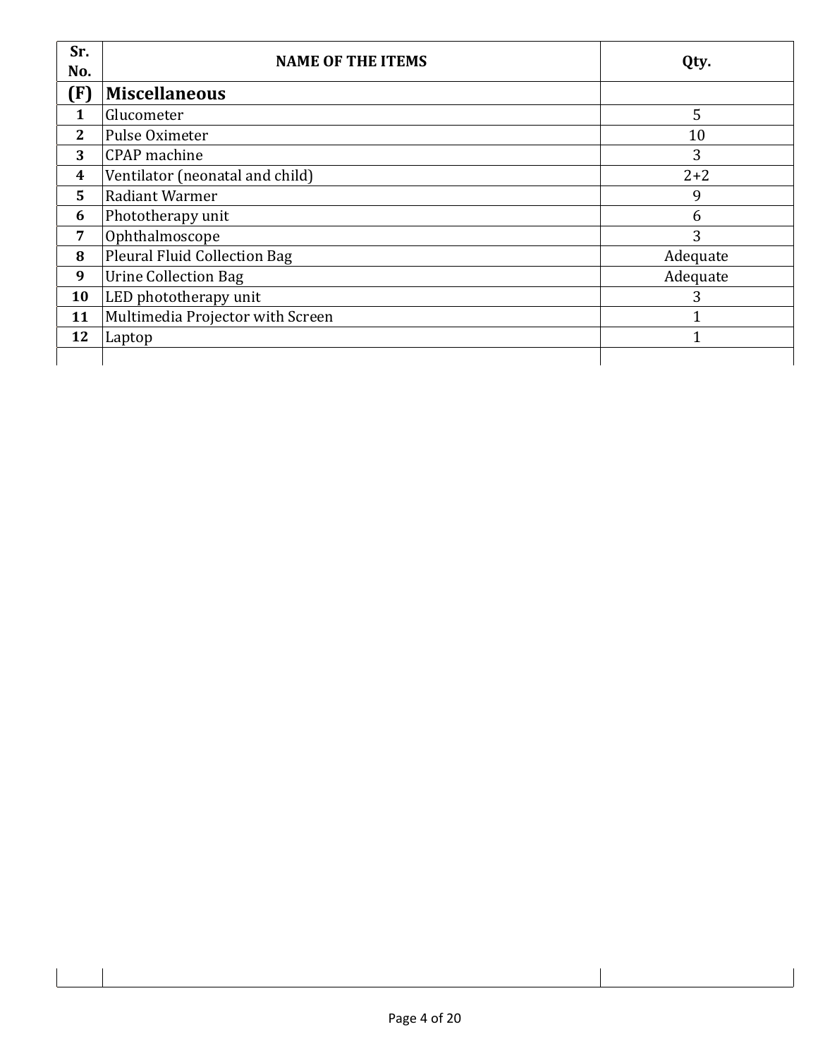| Sr. No. | NAME OF THE ITEMS | Qty. |
|---|---|---|
| **(F)** | **Miscellaneous** | |
| **1** | Glucometer | 5 |
| **2** | Pulse Oximeter | 10 |
| **3** | CPAP machine | 3 |
| **4** | Ventilator (neonatal and child) | 2+2 |
| **5** | Radiant Warmer | 9 |
| **6** | Phototherapy unit | 6 |
| **7** | Ophthalmoscope | 3 |
| **8** | Pleural Fluid Collection Bag | Adequate |
| **9** | Urine Collection Bag | Adequate |
| **10** | LED phototherapy unit | 3 |
| **11** | Multimedia Projector with Screen | 1 |
| **12** | Laptop | 1 |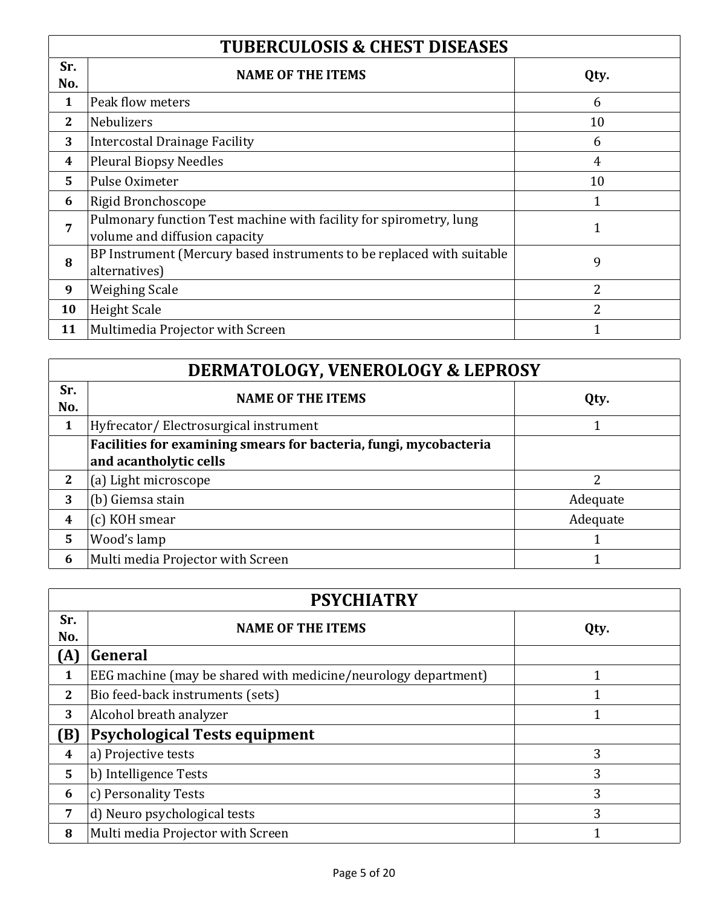## TUBERCULOSIS & CHEST DISEASES

| Sr. No. | NAME OF THE ITEMS | Qty. |
|---|---|---|
| 1 | Peak flow meters | 6 |
| 2 | Nebulizers | 10 |
| 3 | Intercostal Drainage Facility | 6 |
| 4 | Pleural Biopsy Needles | 4 |
| 5 | Pulse Oximeter | 10 |
| 6 | Rigid Bronchoscope | 1 |
| 7 | Pulmonary function Test machine with facility for spirometry, lung volume and diffusion capacity | 1 |
| 8 | BP Instrument (Mercury based instruments to be replaced with suitable alternatives) | 9 |
| 9 | Weighing Scale | 2 |
| 10 | Height Scale | 2 |
| 11 | Multimedia Projector with Screen | 1 |

## DERMATOLOGY, VENEROLOGY & LEPROSY

| Sr. No. | NAME OF THE ITEMS | Qty. |
|---|---|---|
| 1 | Hyfrecator/ Electrosurgical instrument | 1 |
| | **Facilities for examining smears for bacteria, fungi, mycobacteria and acantholytic cells** | |
| 2 | (a) Light microscope | 2 |
| 3 | (b) Giemsa stain | Adequate |
| 4 | (c) KOH smear | Adequate |
| 5 | Wood's lamp | 1 |
| 6 | Multi media Projector with Screen | 1 |

## PSYCHIATRY

| Sr. No. | NAME OF THE ITEMS | Qty. |
|---|---|---|
| **(A)** | **General** | |
| 1 | EEG machine (may be shared with medicine/neurology department) | 1 |
| 2 | Bio feed-back instruments (sets) | 1 |
| 3 | Alcohol breath analyzer | 1 |
| **(B)** | **Psychological Tests equipment** | |
| 4 | a) Projective tests | 3 |
| 5 | b) Intelligence Tests | 3 |
| 6 | c) Personality Tests | 3 |
| 7 | d) Neuro psychological tests | 3 |
| 8 | Multi media Projector with Screen | 1 |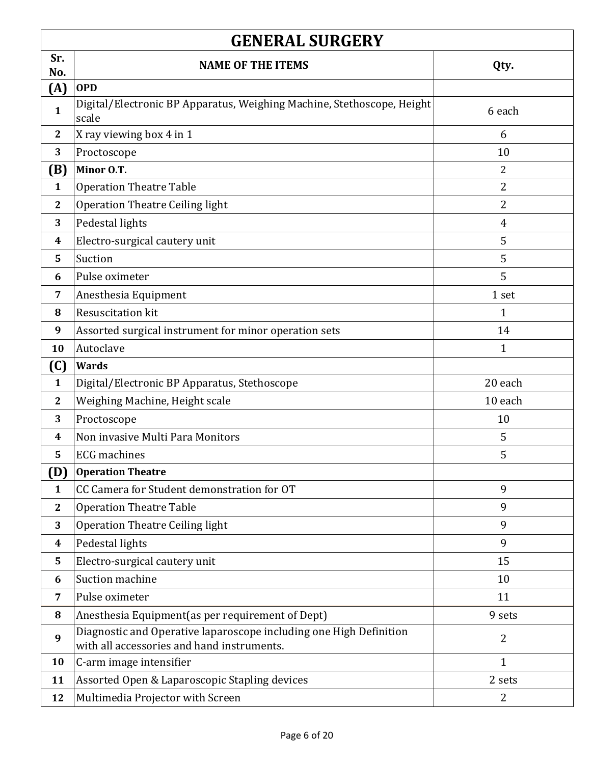## GENERAL SURGERY

| Sr. No. | NAME OF THE ITEMS | Qty. |
|---|---|---|
| **(A)** | **OPD** | |
| **1** | Digital/Electronic BP Apparatus, Weighing Machine, Stethoscope, Height scale | 6 each |
| **2** | X ray viewing box 4 in 1 | 6 |
| **3** | Proctoscope | 10 |
| **(B)** | **Minor O.T.** | 2 |
| **1** | Operation Theatre Table | 2 |
| **2** | Operation Theatre Ceiling light | 2 |
| **3** | Pedestal lights | 4 |
| **4** | Electro-surgical cautery unit | 5 |
| **5** | Suction | 5 |
| **6** | Pulse oximeter | 5 |
| **7** | Anesthesia Equipment | 1 set |
| **8** | Resuscitation kit | 1 |
| **9** | Assorted surgical instrument for minor operation sets | 14 |
| **10** | Autoclave | 1 |
| **(C)** | **Wards** | |
| **1** | Digital/Electronic BP Apparatus, Stethoscope | 20 each |
| **2** | Weighing Machine, Height scale | 10 each |
| **3** | Proctoscope | 10 |
| **4** | Non invasive Multi Para Monitors | 5 |
| **5** | ECG machines | 5 |
| **(D)** | **Operation Theatre** | |
| **1** | CC Camera for Student demonstration for OT | 9 |
| **2** | Operation Theatre Table | 9 |
| **3** | Operation Theatre Ceiling light | 9 |
| **4** | Pedestal lights | 9 |
| **5** | Electro-surgical cautery unit | 15 |
| **6** | Suction machine | 10 |
| **7** | Pulse oximeter | 11 |
| **8** | Anesthesia Equipment(as per requirement of Dept) | 9 sets |
| **9** | Diagnostic and Operative laparoscope including one High Definition with all accessories and hand instruments. | 2 |
| **10** | C-arm image intensifier | 1 |
| **11** | Assorted Open & Laparoscopic Stapling devices | 2 sets |
| **12** | Multimedia Projector with Screen | 2 |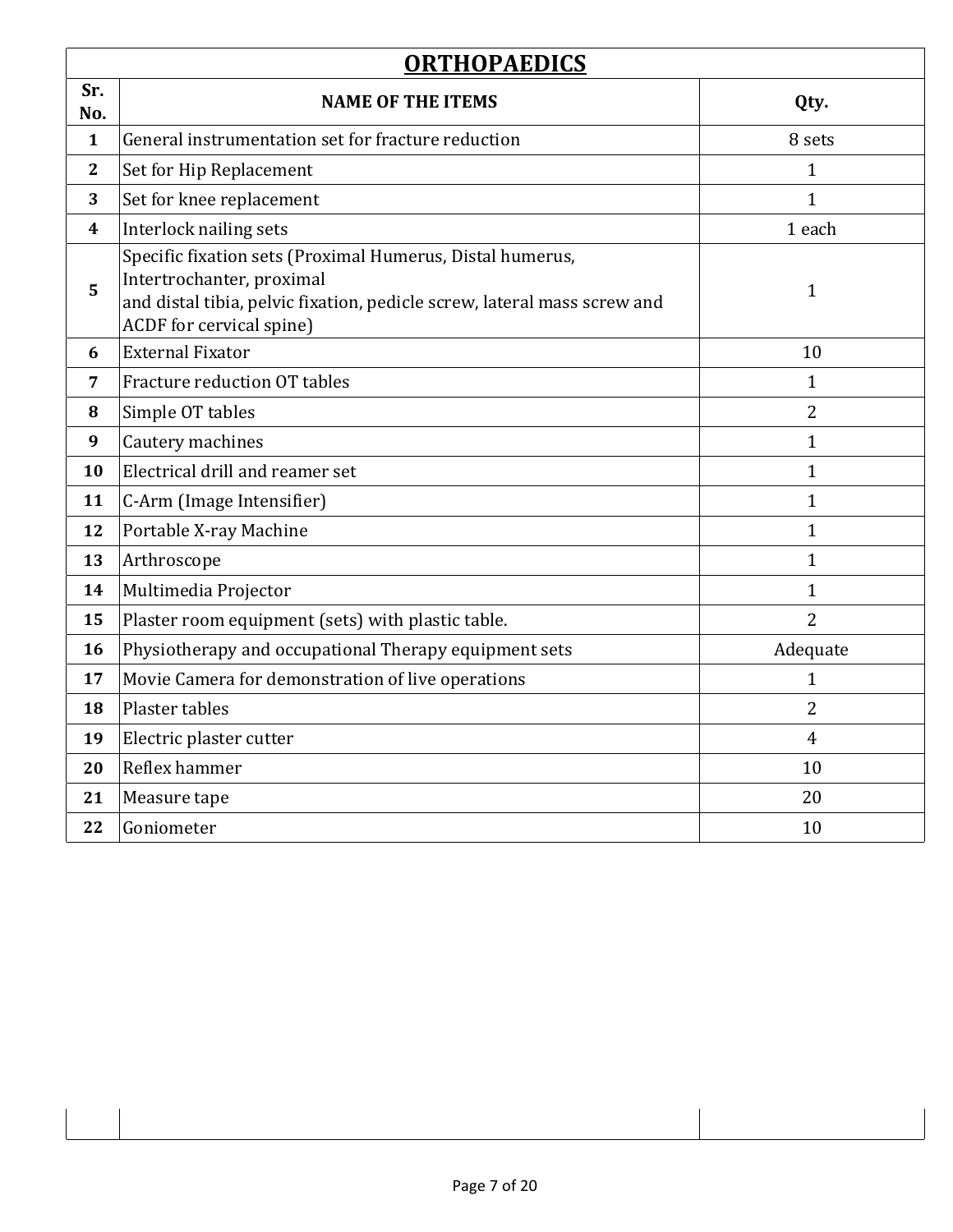## ORTHOPAEDICS

| Sr. No. | NAME OF THE ITEMS | Qty. |
|---|---|---|
| 1 | General instrumentation set for fracture reduction | 8 sets |
| 2 | Set for Hip Replacement | 1 |
| 3 | Set for knee replacement | 1 |
| 4 | Interlock nailing sets | 1 each |
| 5 | Specific fixation sets (Proximal Humerus, Distal humerus, Intertrochanter, proximal and distal tibia, pelvic fixation, pedicle screw, lateral mass screw and ACDF for cervical spine) | 1 |
| 6 | External Fixator | 10 |
| 7 | Fracture reduction OT tables | 1 |
| 8 | Simple OT tables | 2 |
| 9 | Cautery machines | 1 |
| 10 | Electrical drill and reamer set | 1 |
| 11 | C-Arm (Image Intensifier) | 1 |
| 12 | Portable X-ray Machine | 1 |
| 13 | Arthroscope | 1 |
| 14 | Multimedia Projector | 1 |
| 15 | Plaster room equipment (sets) with plastic table. | 2 |
| 16 | Physiotherapy and occupational Therapy equipment sets | Adequate |
| 17 | Movie Camera for demonstration of live operations | 1 |
| 18 | Plaster tables | 2 |
| 19 | Electric plaster cutter | 4 |
| 20 | Reflex hammer | 10 |
| 21 | Measure tape | 20 |
| 22 | Goniometer | 10 |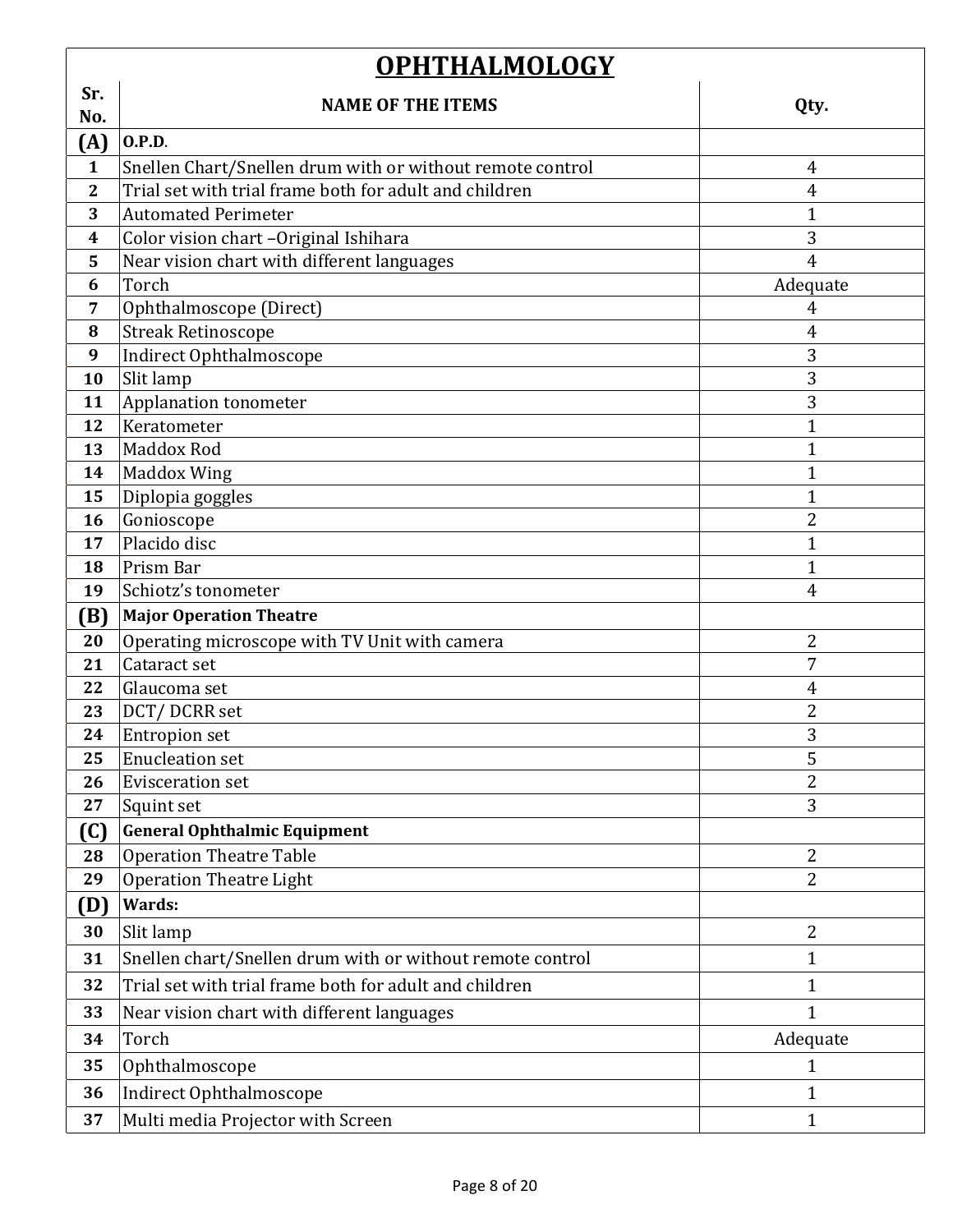# OPHTHALMOLOGY

| Sr. No. | NAME OF THE ITEMS | Qty. |
|---|---|---|
| **(A)** | **O.P.D.** | |
| 1 | Snellen Chart/Snellen drum with or without remote control | 4 |
| 2 | Trial set with trial frame both for adult and children | 4 |
| 3 | Automated Perimeter | 1 |
| 4 | Color vision chart –Original Ishihara | 3 |
| 5 | Near vision chart with different languages | 4 |
| 6 | Torch | Adequate |
| 7 | Ophthalmoscope (Direct) | 4 |
| 8 | Streak Retinoscope | 4 |
| 9 | Indirect Ophthalmoscope | 3 |
| 10 | Slit lamp | 3 |
| 11 | Applanation tonometer | 3 |
| 12 | Keratometer | 1 |
| 13 | Maddox Rod | 1 |
| 14 | Maddox Wing | 1 |
| 15 | Diplopia goggles | 1 |
| 16 | Gonioscope | 2 |
| 17 | Placido disc | 1 |
| 18 | Prism Bar | 1 |
| 19 | Schiotz's tonometer | 4 |
| **(B)** | **Major Operation Theatre** | |
| 20 | Operating microscope with TV Unit with camera | 2 |
| 21 | Cataract set | 7 |
| 22 | Glaucoma set | 4 |
| 23 | DCT/ DCRR set | 2 |
| 24 | Entropion set | 3 |
| 25 | Enucleation set | 5 |
| 26 | Evisceration set | 2 |
| 27 | Squint set | 3 |
| **(C)** | **General Ophthalmic Equipment** | |
| 28 | Operation Theatre Table | 2 |
| 29 | Operation Theatre Light | 2 |
| **(D)** | **Wards:** | |
| 30 | Slit lamp | 2 |
| 31 | Snellen chart/Snellen drum with or without remote control | 1 |
| 32 | Trial set with trial frame both for adult and children | 1 |
| 33 | Near vision chart with different languages | 1 |
| 34 | Torch | Adequate |
| 35 | Ophthalmoscope | 1 |
| 36 | Indirect Ophthalmoscope | 1 |
| 37 | Multi media Projector with Screen | 1 |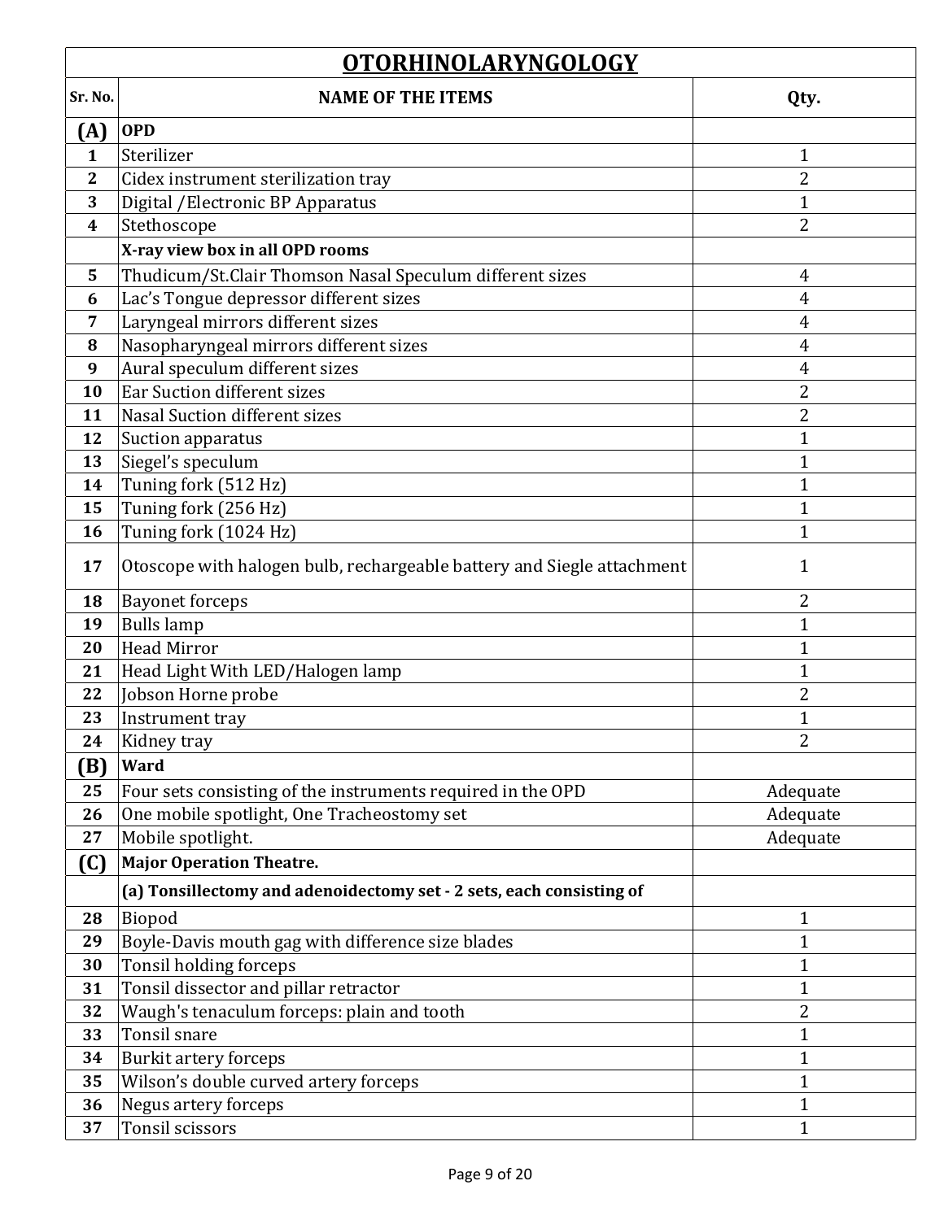| OTORHINOLARYNGOLOGY | | |
|---|---|---|
| **Sr. No.** | **NAME OF THE ITEMS** | **Qty.** |
| **(A)** | **OPD** | |
| 1 | Sterilizer | 1 |
| 2 | Cidex instrument sterilization tray | 2 |
| 3 | Digital /Electronic BP Apparatus | 1 |
| 4 | Stethoscope | 2 |
| | **X-ray view box in all OPD rooms** | |
| 5 | Thudicum/St.Clair Thomson Nasal Speculum different sizes | 4 |
| 6 | Lac's Tongue depressor different sizes | 4 |
| 7 | Laryngeal mirrors different sizes | 4 |
| 8 | Nasopharyngeal mirrors different sizes | 4 |
| 9 | Aural speculum different sizes | 4 |
| 10 | Ear Suction different sizes | 2 |
| 11 | Nasal Suction different sizes | 2 |
| 12 | Suction apparatus | 1 |
| 13 | Siegel's speculum | 1 |
| 14 | Tuning fork (512 Hz) | 1 |
| 15 | Tuning fork (256 Hz) | 1 |
| 16 | Tuning fork (1024 Hz) | 1 |
| 17 | Otoscope with halogen bulb, rechargeable battery and Siegle attachment | 1 |
| 18 | Bayonet forceps | 2 |
| 19 | Bulls lamp | 1 |
| 20 | Head Mirror | 1 |
| 21 | Head Light With LED/Halogen lamp | 1 |
| 22 | Jobson Horne probe | 2 |
| 23 | Instrument tray | 1 |
| 24 | Kidney tray | 2 |
| **(B)** | **Ward** | |
| 25 | Four sets consisting of the instruments required in the OPD | Adequate |
| 26 | One mobile spotlight, One Tracheostomy set | Adequate |
| 27 | Mobile spotlight. | Adequate |
| **(C)** | **Major Operation Theatre.** | |
| | **(a) Tonsillectomy and adenoidectomy set - 2 sets, each consisting of** | |
| 28 | Biopod | 1 |
| 29 | Boyle-Davis mouth gag with difference size blades | 1 |
| 30 | Tonsil holding forceps | 1 |
| 31 | Tonsil dissector and pillar retractor | 1 |
| 32 | Waugh's tenaculum forceps: plain and tooth | 2 |
| 33 | Tonsil snare | 1 |
| 34 | Burkit artery forceps | 1 |
| 35 | Wilson's double curved artery forceps | 1 |
| 36 | Negus artery forceps | 1 |
| 37 | Tonsil scissors | 1 |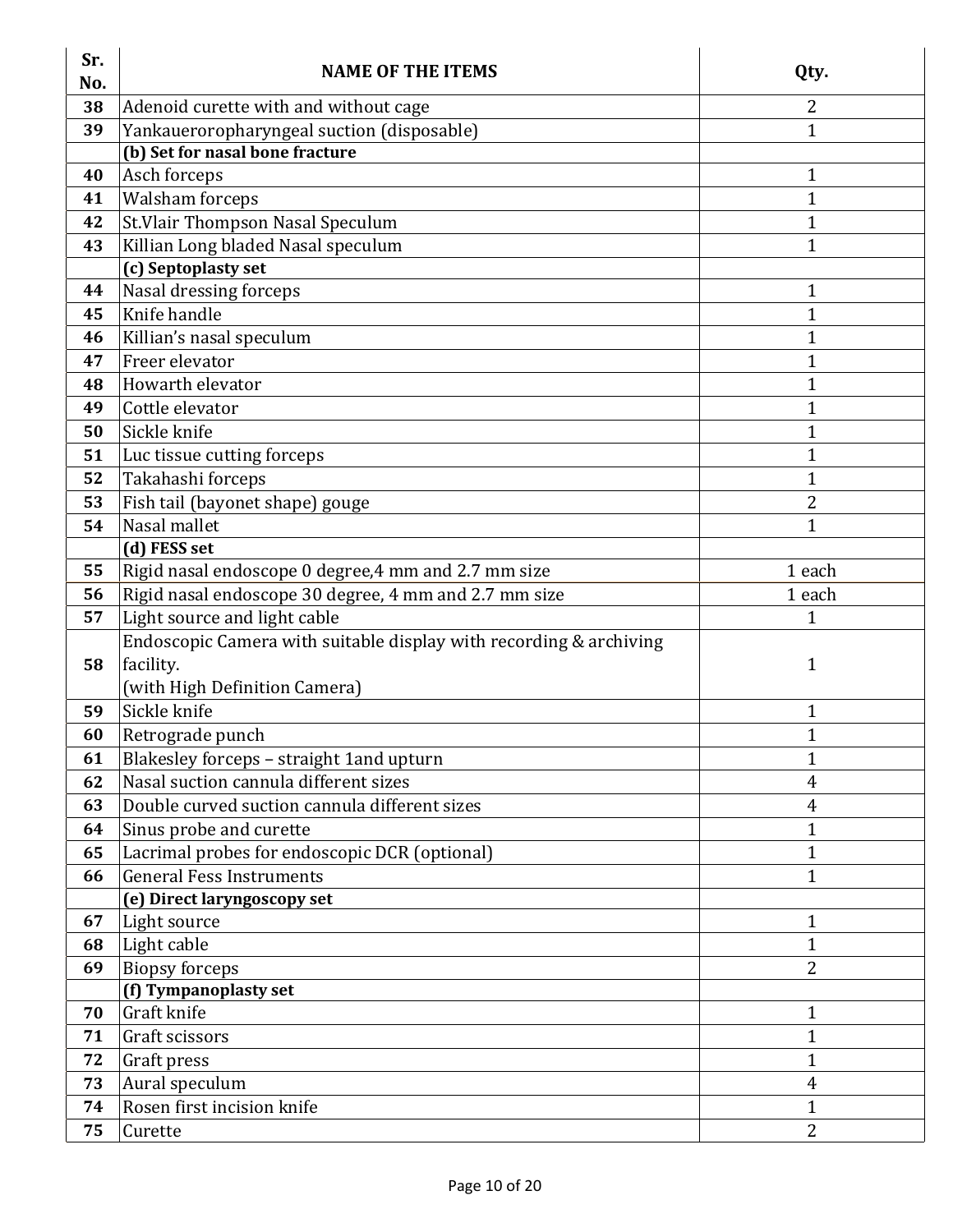| Sr. No. | NAME OF THE ITEMS | Qty. |
|---|---|---|
| 38 | Adenoid curette with and without cage | 2 |
| 39 | Yankaueroropharyngeal suction (disposable) | 1 |
| | **(b) Set for nasal bone fracture** | |
| 40 | Asch forceps | 1 |
| 41 | Walsham forceps | 1 |
| 42 | St.Vlair Thompson Nasal Speculum | 1 |
| 43 | Killian Long bladed Nasal speculum | 1 |
| | **(c) Septoplasty set** | |
| 44 | Nasal dressing forceps | 1 |
| 45 | Knife handle | 1 |
| 46 | Killian's nasal speculum | 1 |
| 47 | Freer elevator | 1 |
| 48 | Howarth elevator | 1 |
| 49 | Cottle elevator | 1 |
| 50 | Sickle knife | 1 |
| 51 | Luc tissue cutting forceps | 1 |
| 52 | Takahashi forceps | 1 |
| 53 | Fish tail (bayonet shape) gouge | 2 |
| 54 | Nasal mallet | 1 |
| | **(d) FESS set** | |
| 55 | Rigid nasal endoscope 0 degree,4 mm and 2.7 mm size | 1 each |
| 56 | Rigid nasal endoscope 30 degree, 4 mm and 2.7 mm size | 1 each |
| 57 | Light source and light cable | 1 |
| 58 | Endoscopic Camera with suitable display with recording & archiving facility. (with High Definition Camera) | 1 |
| 59 | Sickle knife | 1 |
| 60 | Retrograde punch | 1 |
| 61 | Blakesley forceps – straight 1and upturn | 1 |
| 62 | Nasal suction cannula different sizes | 4 |
| 63 | Double curved suction cannula different sizes | 4 |
| 64 | Sinus probe and curette | 1 |
| 65 | Lacrimal probes for endoscopic DCR (optional) | 1 |
| 66 | General Fess Instruments | 1 |
| | **(e) Direct laryngoscopy set** | |
| 67 | Light source | 1 |
| 68 | Light cable | 1 |
| 69 | Biopsy forceps | 2 |
| | **(f) Tympanoplasty set** | |
| 70 | Graft knife | 1 |
| 71 | Graft scissors | 1 |
| 72 | Graft press | 1 |
| 73 | Aural speculum | 4 |
| 74 | Rosen first incision knife | 1 |
| 75 | Curette | 2 |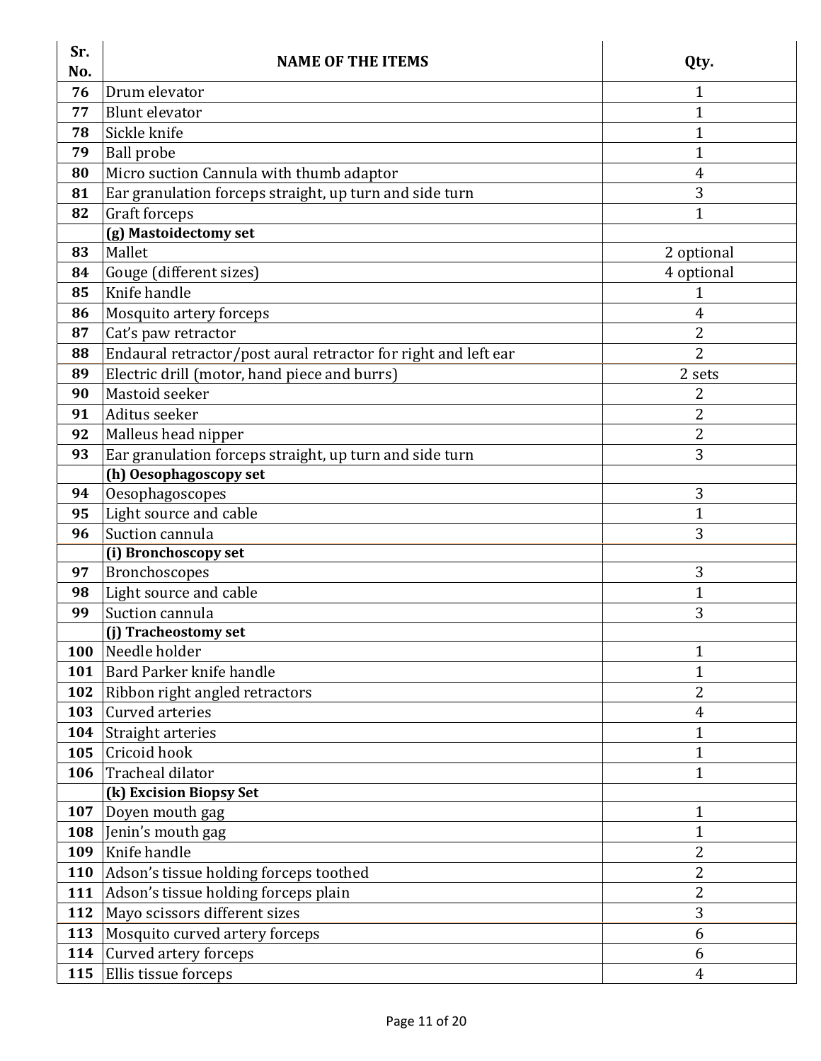| Sr. No. | NAME OF THE ITEMS | Qty. |
|---|---|---|
| 76 | Drum elevator | 1 |
| 77 | Blunt elevator | 1 |
| 78 | Sickle knife | 1 |
| 79 | Ball probe | 1 |
| 80 | Micro suction Cannula with thumb adaptor | 4 |
| 81 | Ear granulation forceps straight, up turn and side turn | 3 |
| 82 | Graft forceps | 1 |
| | **(g) Mastoidectomy set** | |
| 83 | Mallet | 2 optional |
| 84 | Gouge (different sizes) | 4 optional |
| 85 | Knife handle | 1 |
| 86 | Mosquito artery forceps | 4 |
| 87 | Cat's paw retractor | 2 |
| 88 | Endaural retractor/post aural retractor for right and left ear | 2 |
| 89 | Electric drill (motor, hand piece and burrs) | 2 sets |
| 90 | Mastoid seeker | 2 |
| 91 | Aditus seeker | 2 |
| 92 | Malleus head nipper | 2 |
| 93 | Ear granulation forceps straight, up turn and side turn | 3 |
| | **(h) Oesophagoscopy set** | |
| 94 | Oesophagoscopes | 3 |
| 95 | Light source and cable | 1 |
| 96 | Suction cannula | 3 |
| | **(i) Bronchoscopy set** | |
| 97 | Bronchoscopes | 3 |
| 98 | Light source and cable | 1 |
| 99 | Suction cannula | 3 |
| | **(j) Tracheostomy set** | |
| 100 | Needle holder | 1 |
| 101 | Bard Parker knife handle | 1 |
| 102 | Ribbon right angled retractors | 2 |
| 103 | Curved arteries | 4 |
| 104 | Straight arteries | 1 |
| 105 | Cricoid hook | 1 |
| 106 | Tracheal dilator | 1 |
| | **(k) Excision Biopsy Set** | |
| 107 | Doyen mouth gag | 1 |
| 108 | Jenin's mouth gag | 1 |
| 109 | Knife handle | 2 |
| 110 | Adson's tissue holding forceps toothed | 2 |
| 111 | Adson's tissue holding forceps plain | 2 |
| 112 | Mayo scissors different sizes | 3 |
| 113 | Mosquito curved artery forceps | 6 |
| 114 | Curved artery forceps | 6 |
| 115 | Ellis tissue forceps | 4 |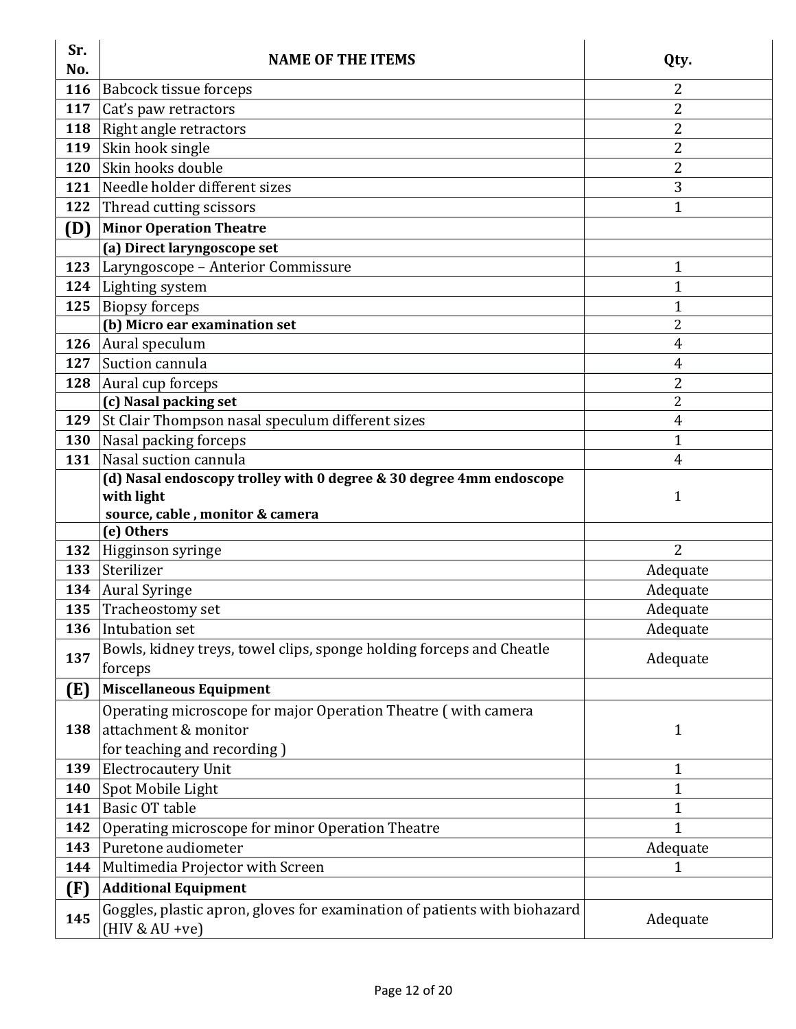| Sr. No. | NAME OF THE ITEMS | Qty. |
|---|---|---|
| 116 | Babcock tissue forceps | 2 |
| 117 | Cat's paw retractors | 2 |
| 118 | Right angle retractors | 2 |
| 119 | Skin hook single | 2 |
| 120 | Skin hooks double | 2 |
| 121 | Needle holder different sizes | 3 |
| 122 | Thread cutting scissors | 1 |
| **(D)** | **Minor Operation Theatre** | |
| | **(a) Direct laryngoscope set** | |
| 123 | Laryngoscope – Anterior Commissure | 1 |
| 124 | Lighting system | 1 |
| 125 | Biopsy forceps | 1 |
| | **(b) Micro ear examination set** | 2 |
| 126 | Aural speculum | 4 |
| 127 | Suction cannula | 4 |
| 128 | Aural cup forceps | 2 |
| | **(c) Nasal packing set** | 2 |
| 129 | St Clair Thompson nasal speculum different sizes | 4 |
| 130 | Nasal packing forceps | 1 |
| 131 | Nasal suction cannula | 4 |
| | **(d) Nasal endoscopy trolley with 0 degree & 30 degree 4mm endoscope with light source, cable , monitor & camera** | 1 |
| | **(e) Others** | |
| 132 | Higginson syringe | 2 |
| 133 | Sterilizer | Adequate |
| 134 | Aural Syringe | Adequate |
| 135 | Tracheostomy set | Adequate |
| 136 | Intubation set | Adequate |
| 137 | Bowls, kidney treys, towel clips, sponge holding forceps and Cheatle forceps | Adequate |
| **(E)** | **Miscellaneous Equipment** | |
| 138 | Operating microscope for major Operation Theatre ( with camera attachment & monitor for teaching and recording ) | 1 |
| 139 | Electrocautery Unit | 1 |
| 140 | Spot Mobile Light | 1 |
| 141 | Basic OT table | 1 |
| 142 | Operating microscope for minor Operation Theatre | 1 |
| 143 | Puretone audiometer | Adequate |
| 144 | Multimedia Projector with Screen | 1 |
| **(F)** | **Additional Equipment** | |
| 145 | Goggles, plastic apron, gloves for examination of patients with biohazard (HIV & AU +ve) | Adequate |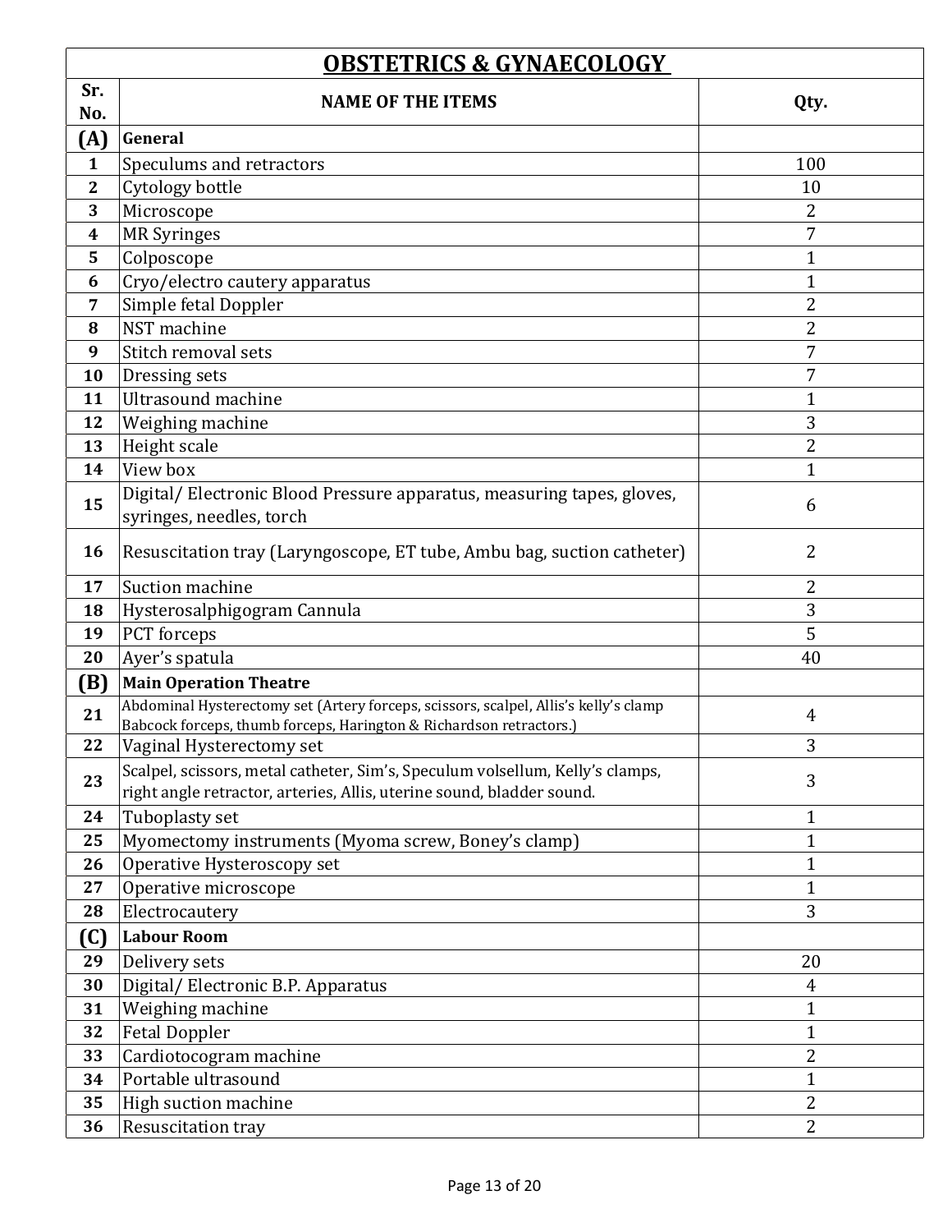## OBSTETRICS & GYNAECOLOGY

| Sr. No. | NAME OF THE ITEMS | Qty. |
|---|---|---|
| **(A)** | **General** | |
| 1 | Speculums and retractors | 100 |
| 2 | Cytology bottle | 10 |
| 3 | Microscope | 2 |
| 4 | MR Syringes | 7 |
| 5 | Colposcope | 1 |
| 6 | Cryo/electro cautery apparatus | 1 |
| 7 | Simple fetal Doppler | 2 |
| 8 | NST machine | 2 |
| 9 | Stitch removal sets | 7 |
| 10 | Dressing sets | 7 |
| 11 | Ultrasound machine | 1 |
| 12 | Weighing machine | 3 |
| 13 | Height scale | 2 |
| 14 | View box | 1 |
| 15 | Digital/ Electronic Blood Pressure apparatus, measuring tapes, gloves, syringes, needles, torch | 6 |
| 16 | Resuscitation tray (Laryngoscope, ET tube, Ambu bag, suction catheter) | 2 |
| 17 | Suction machine | 2 |
| 18 | Hysterosalphigogram Cannula | 3 |
| 19 | PCT forceps | 5 |
| 20 | Ayer's spatula | 40 |
| **(B)** | **Main Operation Theatre** | |
| 21 | Abdominal Hysterectomy set (Artery forceps, scissors, scalpel, Allis's kelly's clamp Babcock forceps, thumb forceps, Harington & Richardson retractors.) | 4 |
| 22 | Vaginal Hysterectomy set | 3 |
| 23 | Scalpel, scissors, metal catheter, Sim's, Speculum volsellum, Kelly's clamps, right angle retractor, arteries, Allis, uterine sound, bladder sound. | 3 |
| 24 | Tuboplasty set | 1 |
| 25 | Myomectomy instruments (Myoma screw, Boney's clamp) | 1 |
| 26 | Operative Hysteroscopy set | 1 |
| 27 | Operative microscope | 1 |
| 28 | Electrocautery | 3 |
| **(C)** | **Labour Room** | |
| 29 | Delivery sets | 20 |
| 30 | Digital/ Electronic B.P. Apparatus | 4 |
| 31 | Weighing machine | 1 |
| 32 | Fetal Doppler | 1 |
| 33 | Cardiotocogram machine | 2 |
| 34 | Portable ultrasound | 1 |
| 35 | High suction machine | 2 |
| 36 | Resuscitation tray | 2 |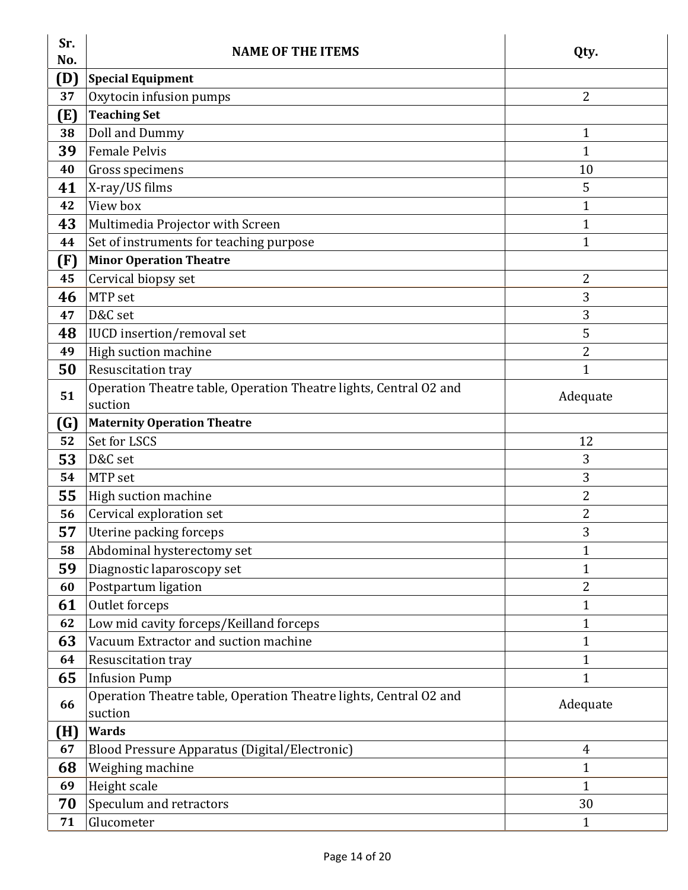| Sr. No. | NAME OF THE ITEMS | Qty. |
|---|---|---|
| **(D)** | **Special Equipment** | |
| 37 | Oxytocin infusion pumps | 2 |
| **(E)** | **Teaching Set** | |
| 38 | Doll and Dummy | 1 |
| 39 | Female Pelvis | 1 |
| 40 | Gross specimens | 10 |
| 41 | X-ray/US films | 5 |
| 42 | View box | 1 |
| 43 | Multimedia Projector with Screen | 1 |
| 44 | Set of instruments for teaching purpose | 1 |
| **(F)** | **Minor Operation Theatre** | |
| 45 | Cervical biopsy set | 2 |
| 46 | MTP set | 3 |
| 47 | D&C set | 3 |
| 48 | IUCD insertion/removal set | 5 |
| 49 | High suction machine | 2 |
| 50 | Resuscitation tray | 1 |
| 51 | Operation Theatre table, Operation Theatre lights, Central O2 and suction | Adequate |
| **(G)** | **Maternity Operation Theatre** | |
| 52 | Set for LSCS | 12 |
| 53 | D&C set | 3 |
| 54 | MTP set | 3 |
| 55 | High suction machine | 2 |
| 56 | Cervical exploration set | 2 |
| 57 | Uterine packing forceps | 3 |
| 58 | Abdominal hysterectomy set | 1 |
| 59 | Diagnostic laparoscopy set | 1 |
| 60 | Postpartum ligation | 2 |
| 61 | Outlet forceps | 1 |
| 62 | Low mid cavity forceps/Keilland forceps | 1 |
| 63 | Vacuum Extractor and suction machine | 1 |
| 64 | Resuscitation tray | 1 |
| 65 | Infusion Pump | 1 |
| 66 | Operation Theatre table, Operation Theatre lights, Central O2 and suction | Adequate |
| **(H)** | **Wards** | |
| 67 | Blood Pressure Apparatus (Digital/Electronic) | 4 |
| 68 | Weighing machine | 1 |
| 69 | Height scale | 1 |
| 70 | Speculum and retractors | 30 |
| 71 | Glucometer | 1 |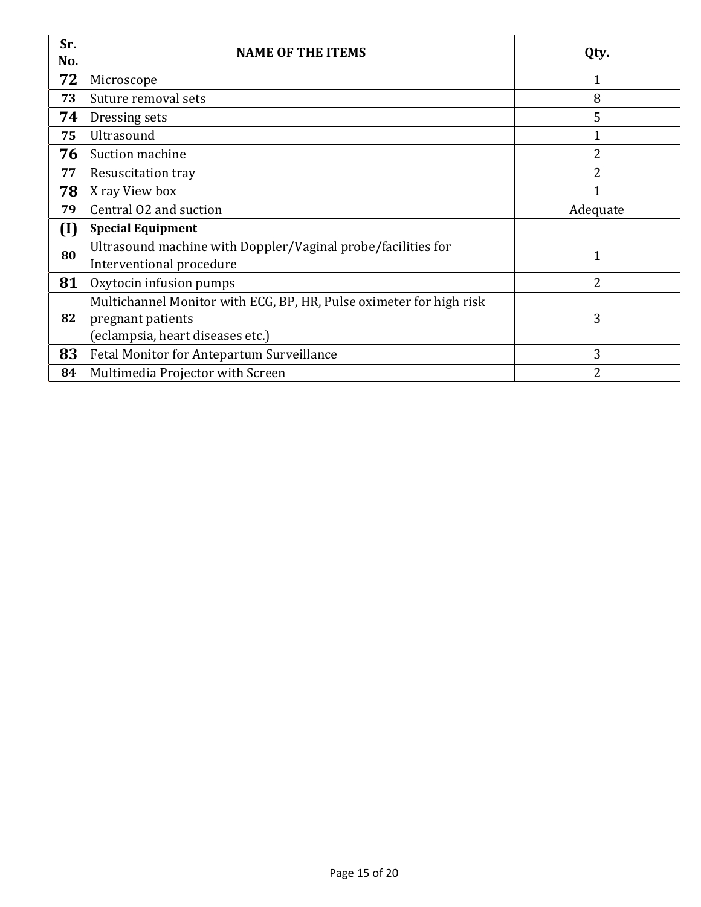| Sr. No. | NAME OF THE ITEMS | Qty. |
|---|---|---|
| 72 | Microscope | 1 |
| 73 | Suture removal sets | 8 |
| 74 | Dressing sets | 5 |
| 75 | Ultrasound | 1 |
| 76 | Suction machine | 2 |
| 77 | Resuscitation tray | 2 |
| 78 | X ray View box | 1 |
| 79 | Central O2 and suction | Adequate |
| **(I)** | **Special Equipment** | |
| 80 | Ultrasound machine with Doppler/Vaginal probe/facilities for Interventional procedure | 1 |
| 81 | Oxytocin infusion pumps | 2 |
| 82 | Multichannel Monitor with ECG, BP, HR, Pulse oximeter for high risk pregnant patients (eclampsia, heart diseases etc.) | 3 |
| 83 | Fetal Monitor for Antepartum Surveillance | 3 |
| 84 | Multimedia Projector with Screen | 2 |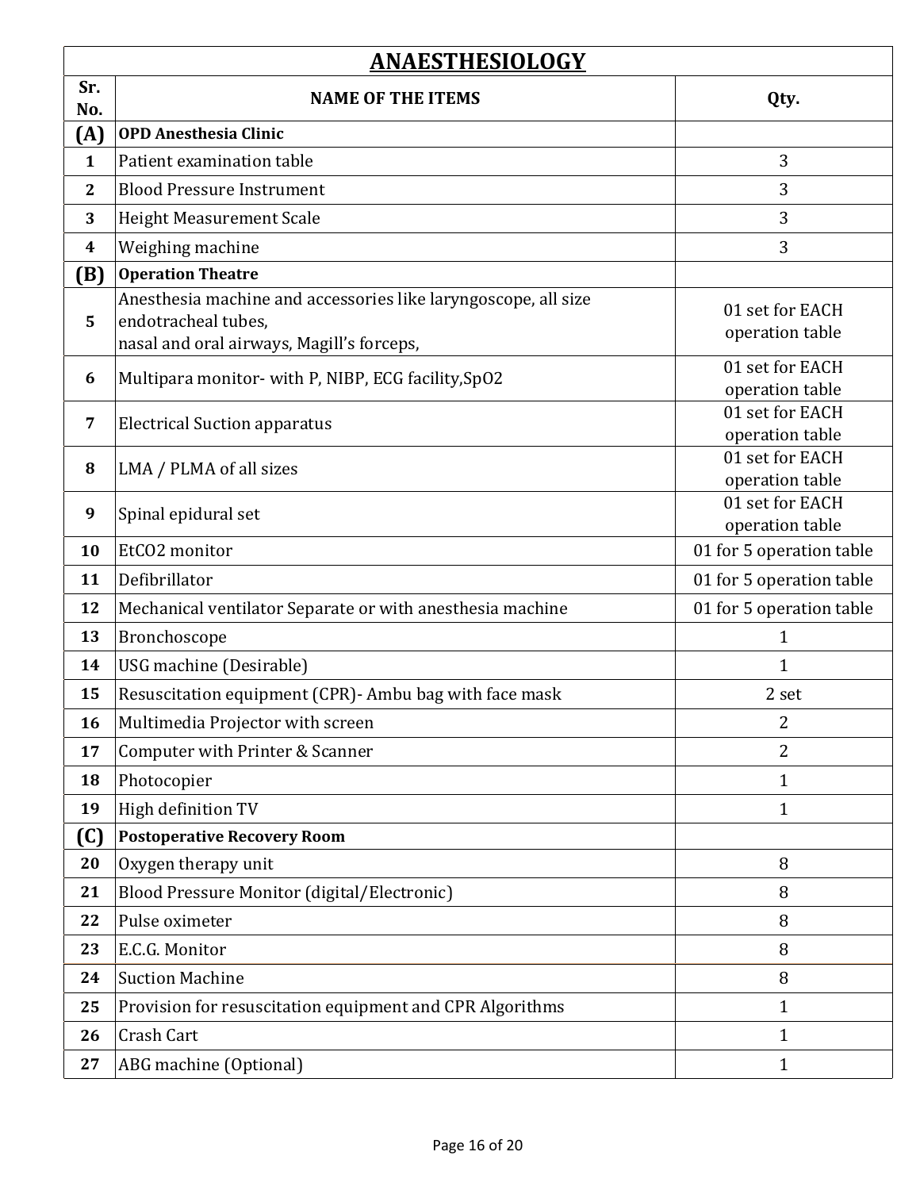| ANAESTHESIOLOGY | | |
|---|---|---|
| **Sr. No.** | **NAME OF THE ITEMS** | **Qty.** |
| **(A)** | **OPD Anesthesia Clinic** | |
| **1** | Patient examination table | 3 |
| **2** | Blood Pressure Instrument | 3 |
| **3** | Height Measurement Scale | 3 |
| **4** | Weighing machine | 3 |
| **(B)** | **Operation Theatre** | |
| **5** | Anesthesia machine and accessories like laryngoscope, all size endotracheal tubes, nasal and oral airways, Magill's forceps, | 01 set for EACH operation table |
| **6** | Multipara monitor- with P, NIBP, ECG facility,$SpO_2$ | 01 set for EACH operation table |
| **7** | Electrical Suction apparatus | 01 set for EACH operation table |
| **8** | LMA / PLMA of all sizes | 01 set for EACH operation table |
| **9** | Spinal epidural set | 01 set for EACH operation table |
| **10** | $EtCO_2$ monitor | 01 for 5 operation table |
| **11** | Defibrillator | 01 for 5 operation table |
| **12** | Mechanical ventilator Separate or with anesthesia machine | 01 for 5 operation table |
| **13** | Bronchoscope | 1 |
| **14** | USG machine (Desirable) | 1 |
| **15** | Resuscitation equipment (CPR)- Ambu bag with face mask | 2 set |
| **16** | Multimedia Projector with screen | 2 |
| **17** | Computer with Printer & Scanner | 2 |
| **18** | Photocopier | 1 |
| **19** | High definition TV | 1 |
| **(C)** | **Postoperative Recovery Room** | |
| **20** | Oxygen therapy unit | 8 |
| **21** | Blood Pressure Monitor (digital/Electronic) | 8 |
| **22** | Pulse oximeter | 8 |
| **23** | E.C.G. Monitor | 8 |
| **24** | Suction Machine | 8 |
| **25** | Provision for resuscitation equipment and CPR Algorithms | 1 |
| **26** | Crash Cart | 1 |
| **27** | ABG machine (Optional) | 1 |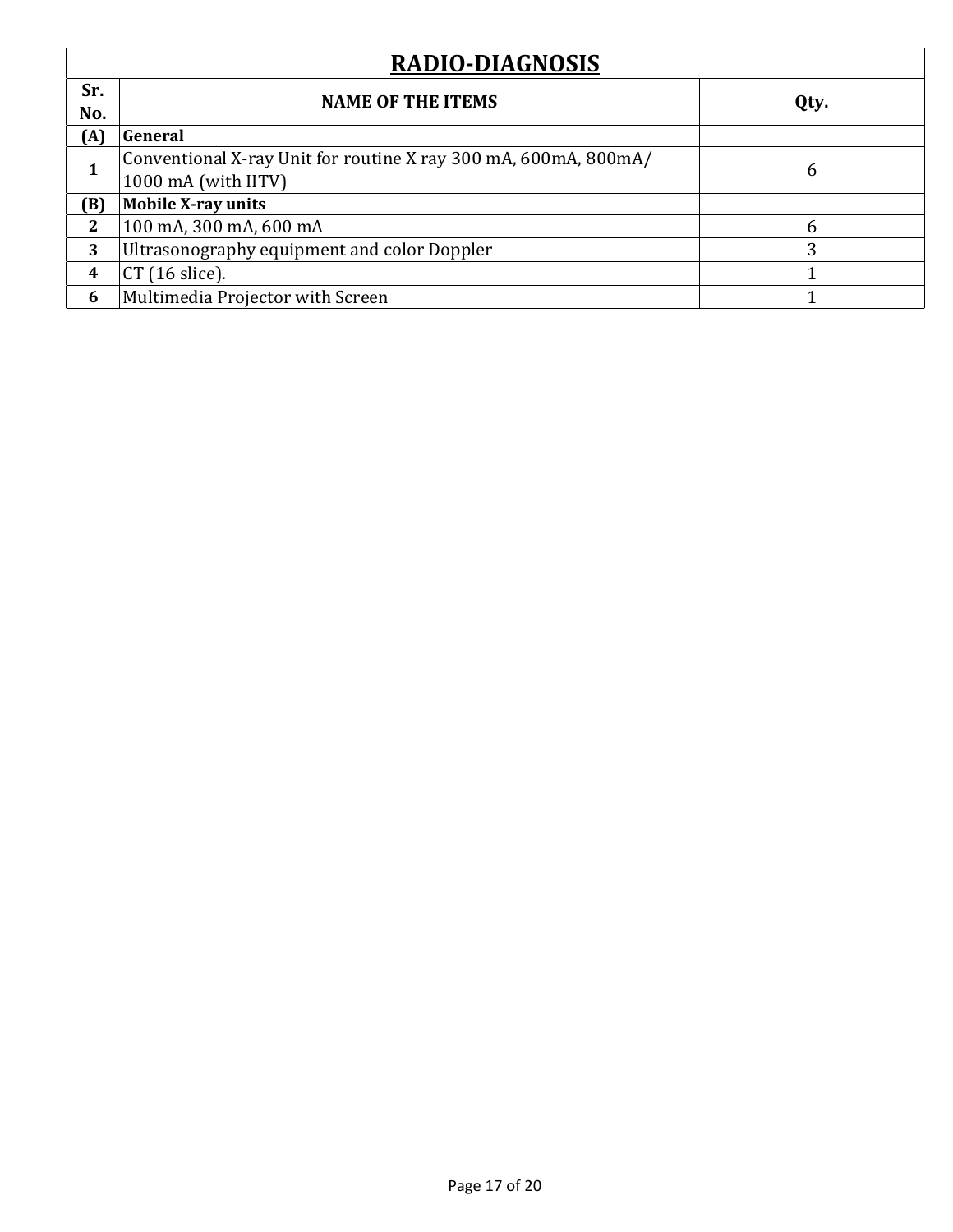| RADIO-DIAGNOSIS | | |
|---|---|---|
| **Sr. No.** | **NAME OF THE ITEMS** | **Qty.** |
| **(A)** | **General** | |
| **1** | Conventional X-ray Unit for routine X ray 300 mA, 600mA, 800mA/ 1000 mA (with IITV) | 6 |
| **(B)** | **Mobile X-ray units** | |
| **2** | 100 mA, 300 mA, 600 mA | 6 |
| **3** | Ultrasonography equipment and color Doppler | 3 |
| **4** | CT (16 slice). | 1 |
| **6** | Multimedia Projector with Screen | 1 |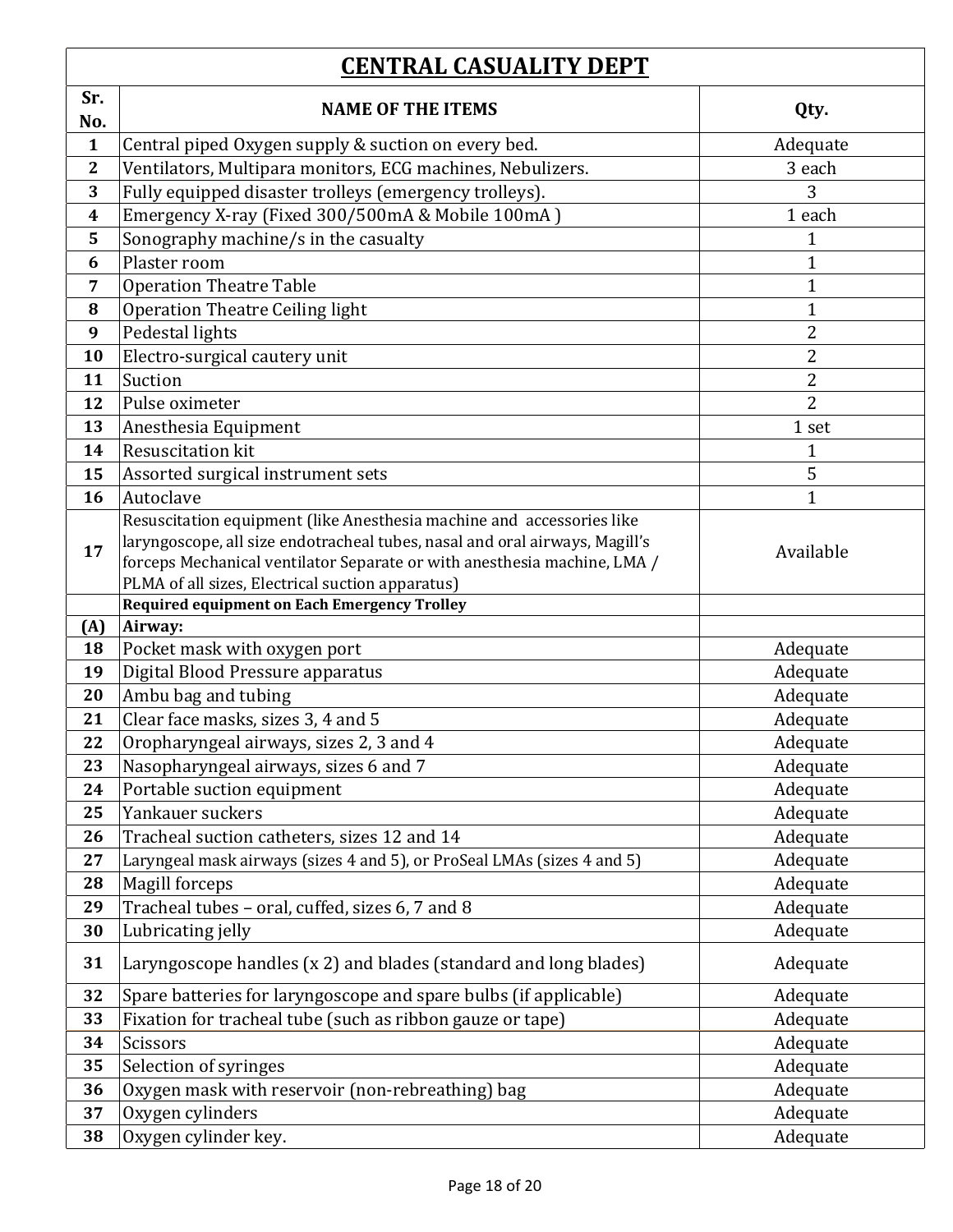## CENTRAL CASUALITY DEPT

| Sr. No. | NAME OF THE ITEMS | Qty. |
|---|---|---|
| **1** | Central piped Oxygen supply & suction on every bed. | Adequate |
| **2** | Ventilators, Multipara monitors, ECG machines, Nebulizers. | 3 each |
| **3** | Fully equipped disaster trolleys (emergency trolleys). | 3 |
| **4** | Emergency X-ray (Fixed 300/500mA & Mobile 100mA ) | 1 each |
| **5** | Sonography machine/s in the casualty | 1 |
| **6** | Plaster room | 1 |
| **7** | Operation Theatre Table | 1 |
| **8** | Operation Theatre Ceiling light | 1 |
| **9** | Pedestal lights | 2 |
| **10** | Electro-surgical cautery unit | 2 |
| **11** | Suction | 2 |
| **12** | Pulse oximeter | 2 |
| **13** | Anesthesia Equipment | 1 set |
| **14** | Resuscitation kit | 1 |
| **15** | Assorted surgical instrument sets | 5 |
| **16** | Autoclave | 1 |
| **17** | Resuscitation equipment (like Anesthesia machine and accessories like laryngoscope, all size endotracheal tubes, nasal and oral airways, Magill's forceps Mechanical ventilator Separate or with anesthesia machine, LMA / PLMA of all sizes, Electrical suction apparatus) | Available |
| | **Required equipment on Each Emergency Trolley** | |
| **(A)** | **Airway:** | |
| **18** | Pocket mask with oxygen port | Adequate |
| **19** | Digital Blood Pressure apparatus | Adequate |
| **20** | Ambu bag and tubing | Adequate |
| **21** | Clear face masks, sizes 3, 4 and 5 | Adequate |
| **22** | Oropharyngeal airways, sizes 2, 3 and 4 | Adequate |
| **23** | Nasopharyngeal airways, sizes 6 and 7 | Adequate |
| **24** | Portable suction equipment | Adequate |
| **25** | Yankauer suckers | Adequate |
| **26** | Tracheal suction catheters, sizes 12 and 14 | Adequate |
| **27** | Laryngeal mask airways (sizes 4 and 5), or ProSeal LMAs (sizes 4 and 5) | Adequate |
| **28** | Magill forceps | Adequate |
| **29** | Tracheal tubes – oral, cuffed, sizes 6, 7 and 8 | Adequate |
| **30** | Lubricating jelly | Adequate |
| **31** | Laryngoscope handles (x 2) and blades (standard and long blades) | Adequate |
| **32** | Spare batteries for laryngoscope and spare bulbs (if applicable) | Adequate |
| **33** | Fixation for tracheal tube (such as ribbon gauze or tape) | Adequate |
| **34** | Scissors | Adequate |
| **35** | Selection of syringes | Adequate |
| **36** | Oxygen mask with reservoir (non-rebreathing) bag | Adequate |
| **37** | Oxygen cylinders | Adequate |
| **38** | Oxygen cylinder key. | Adequate |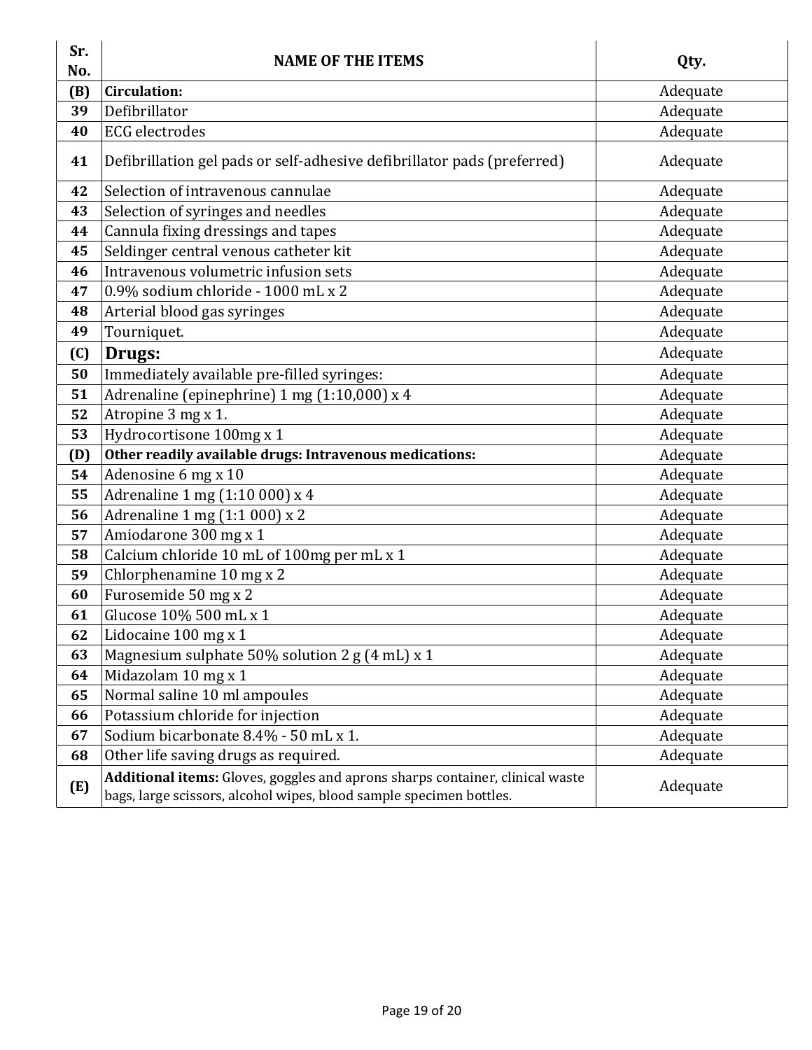| Sr. No. | NAME OF THE ITEMS | Qty. |
|---|---|---|
| (B) | **Circulation:** | Adequate |
| 39 | Defibrillator | Adequate |
| 40 | ECG electrodes | Adequate |
| 41 | Defibrillation gel pads or self-adhesive defibrillator pads (preferred) | Adequate |
| 42 | Selection of intravenous cannulae | Adequate |
| 43 | Selection of syringes and needles | Adequate |
| 44 | Cannula fixing dressings and tapes | Adequate |
| 45 | Seldinger central venous catheter kit | Adequate |
| 46 | Intravenous volumetric infusion sets | Adequate |
| 47 | 0.9% sodium chloride - 1000 mL x 2 | Adequate |
| 48 | Arterial blood gas syringes | Adequate |
| 49 | Tourniquet. | Adequate |
| (C) | **Drugs:** | Adequate |
| 50 | Immediately available pre-filled syringes: | Adequate |
| 51 | Adrenaline (epinephrine) 1 mg (1:10,000) x 4 | Adequate |
| 52 | Atropine 3 mg x 1. | Adequate |
| 53 | Hydrocortisone 100mg x 1 | Adequate |
| (D) | **Other readily available drugs: Intravenous medications:** | Adequate |
| 54 | Adenosine 6 mg x 10 | Adequate |
| 55 | Adrenaline 1 mg (1:10 000) x 4 | Adequate |
| 56 | Adrenaline 1 mg (1:1 000) x 2 | Adequate |
| 57 | Amiodarone 300 mg x 1 | Adequate |
| 58 | Calcium chloride 10 mL of 100mg per mL x 1 | Adequate |
| 59 | Chlorphenamine 10 mg x 2 | Adequate |
| 60 | Furosemide 50 mg x 2 | Adequate |
| 61 | Glucose 10% 500 mL x 1 | Adequate |
| 62 | Lidocaine 100 mg x 1 | Adequate |
| 63 | Magnesium sulphate 50% solution 2 g (4 mL) x 1 | Adequate |
| 64 | Midazolam 10 mg x 1 | Adequate |
| 65 | Normal saline 10 ml ampoules | Adequate |
| 66 | Potassium chloride for injection | Adequate |
| 67 | Sodium bicarbonate 8.4% - 50 mL x 1. | Adequate |
| 68 | Other life saving drugs as required. | Adequate |
| (E) | **Additional items:** Gloves, goggles and aprons sharps container, clinical waste bags, large scissors, alcohol wipes, blood sample specimen bottles. | Adequate |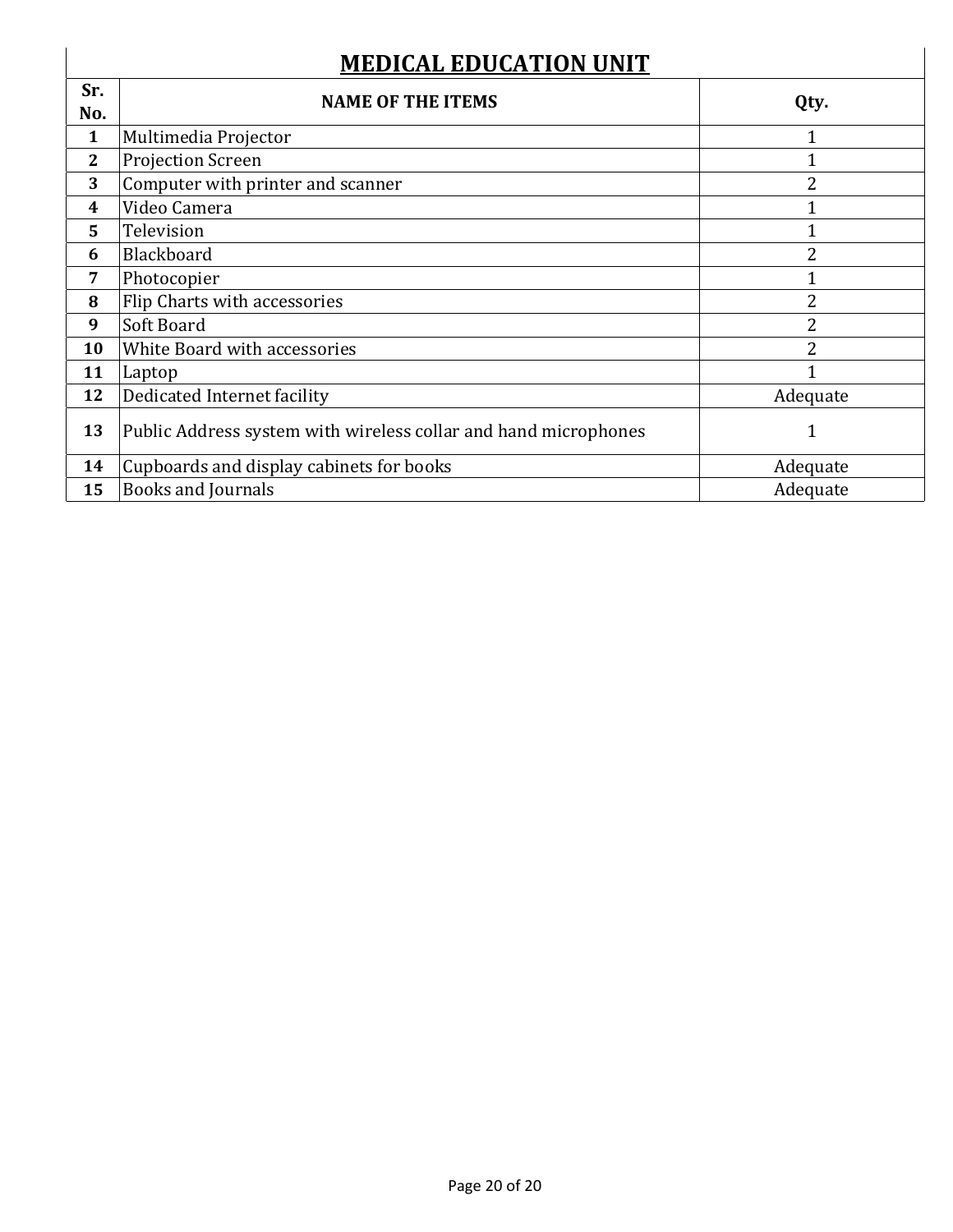## MEDICAL EDUCATION UNIT

| Sr. No. | NAME OF THE ITEMS | Qty. |
|---|---|---|
| 1 | Multimedia Projector | 1 |
| 2 | Projection Screen | 1 |
| 3 | Computer with printer and scanner | 2 |
| 4 | Video Camera | 1 |
| 5 | Television | 1 |
| 6 | Blackboard | 2 |
| 7 | Photocopier | 1 |
| 8 | Flip Charts with accessories | 2 |
| 9 | Soft Board | 2 |
| 10 | White Board with accessories | 2 |
| 11 | Laptop | 1 |
| 12 | Dedicated Internet facility | Adequate |
| 13 | Public Address system with wireless collar and hand microphones | 1 |
| 14 | Cupboards and display cabinets for books | Adequate |
| 15 | Books and Journals | Adequate |